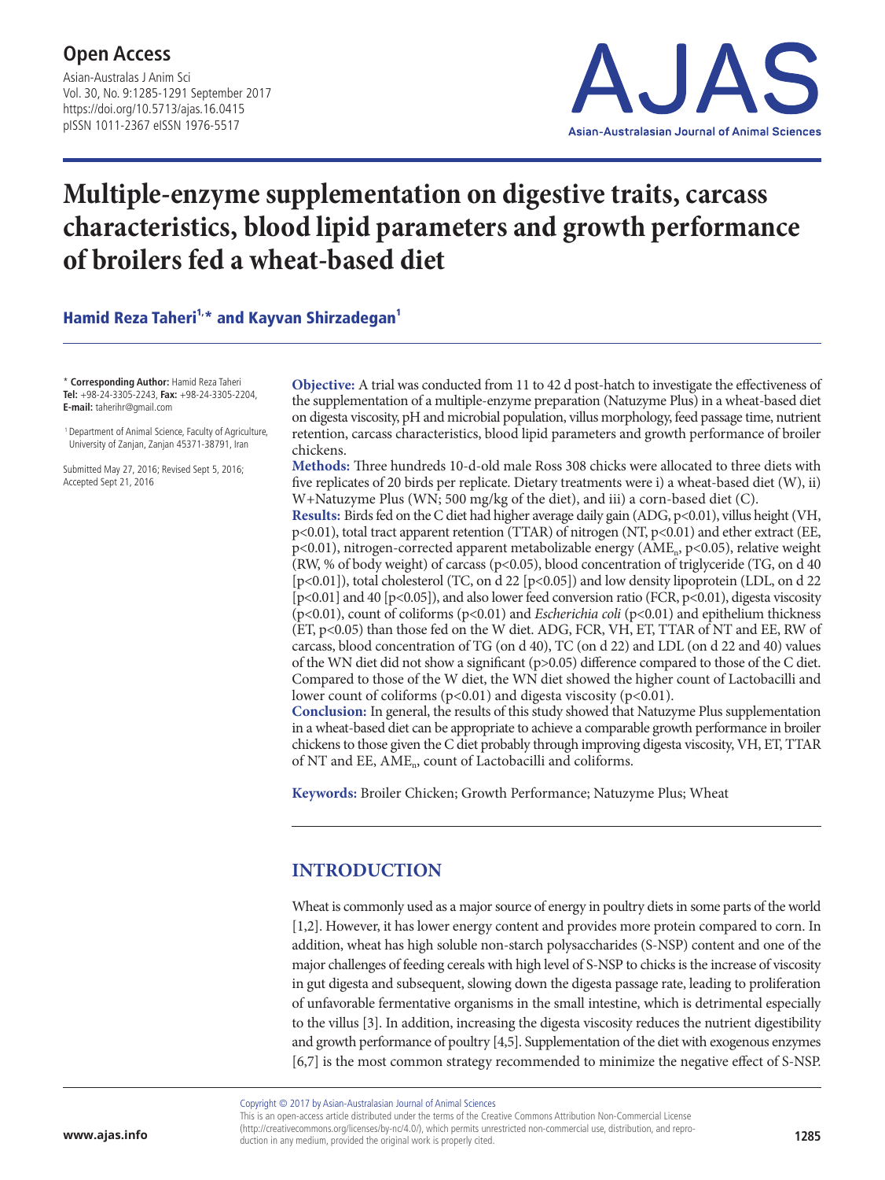# Multiple-enzyme supplementation on digestive traits, carcass characteristics, blood lipid parameters and growth performance of broilers fed a wheat-based diet

**Hamid Reza Taheri[1,*] and Kayvan Shirzadegan[1]**

\* **Corresponding Author:** Hamid Reza Taheri
**Tel:** +98-24-3305-2243, **Fax:** +98-24-3305-2204,
**E-mail:** taherihr@gmail.com

[1] Department of Animal Science, Faculty of Agriculture, University of Zanjan, Zanjan 45371-38791, Iran

Submitted May 27, 2016; Revised Sept 5, 2016; Accepted Sept 21, 2016

**Objective:** A trial was conducted from 11 to 42 d post-hatch to investigate the effectiveness of the supplementation of a multiple-enzyme preparation (Natuzyme Plus) in a wheat-based diet on digesta viscosity, pH and microbial population, villus morphology, feed passage time, nutrient retention, carcass characteristics, blood lipid parameters and growth performance of broiler chickens.

**Methods:** Three hundreds 10-d-old male Ross 308 chicks were allocated to three diets with five replicates of 20 birds per replicate. Dietary treatments were i) a wheat-based diet (W), ii) W+Natuzyme Plus (WN; 500 mg/kg of the diet), and iii) a corn-based diet (C).

**Results:** Birds fed on the C diet had higher average daily gain (ADG, $p<0.01$), villus height (VH, $p<0.01$), total tract apparent retention (TTAR) of nitrogen (NT, $p<0.01$) and ether extract (EE, $p<0.01$), nitrogen-corrected apparent metabolizable energy ($AME_n$, $p<0.05$), relative weight (RW, % of body weight) of carcass ($p<0.05$), blood concentration of triglyceride (TG, on d 40 [$p<0.01$]), total cholesterol (TC, on d 22 [$p<0.05$]) and low density lipoprotein (LDL, on d 22 [$p<0.01$] and 40 [$p<0.05$]), and also lower feed conversion ratio (FCR, $p<0.01$), digesta viscosity ($p<0.01$), count of coliforms ($p<0.01$) and *Escherichia coli* ($p<0.01$) and epithelium thickness (ET, $p<0.05$) than those fed on the W diet. ADG, FCR, VH, ET, TTAR of NT and EE, RW of carcass, blood concentration of TG (on d 40), TC (on d 22) and LDL (on d 22 and 40) values of the WN diet did not show a significant ($p>0.05$) difference compared to those of the C diet. Compared to those of the W diet, the WN diet showed the higher count of Lactobacilli and lower count of coliforms ($p<0.01$) and digesta viscosity ($p<0.01$).

**Conclusion:** In general, the results of this study showed that Natuzyme Plus supplementation in a wheat-based diet can be appropriate to achieve a comparable growth performance in broiler chickens to those given the C diet probably through improving digesta viscosity, VH, ET, TTAR of NT and EE, $AME_n$, count of Lactobacilli and coliforms.

**Keywords:** Broiler Chicken; Growth Performance; Natuzyme Plus; Wheat

## INTRODUCTION

Wheat is commonly used as a major source of energy in poultry diets in some parts of the world [1,2]. However, it has lower energy content and provides more protein compared to corn. In addition, wheat has high soluble non-starch polysaccharides (S-NSP) content and one of the major challenges of feeding cereals with high level of S-NSP to chicks is the increase of viscosity in gut digesta and subsequent, slowing down the digesta passage rate, leading to proliferation of unfavorable fermentative organisms in the small intestine, which is detrimental especially to the villus [3]. In addition, increasing the digesta viscosity reduces the nutrient digestibility and growth performance of poultry [4,5]. Supplementation of the diet with exogenous enzymes [6,7] is the most common strategy recommended to minimize the negative effect of S-NSP.

Copyright © 2017 by Asian-Australasian Journal of Animal Sciences
This is an open-access article distributed under the terms of the Creative Commons Attribution Non-Commercial License (http://creativecommons.org/licenses/by-nc/4.0/), which permits unrestricted non-commercial use, distribution, and reproduction in any medium, provided the original work is properly cited.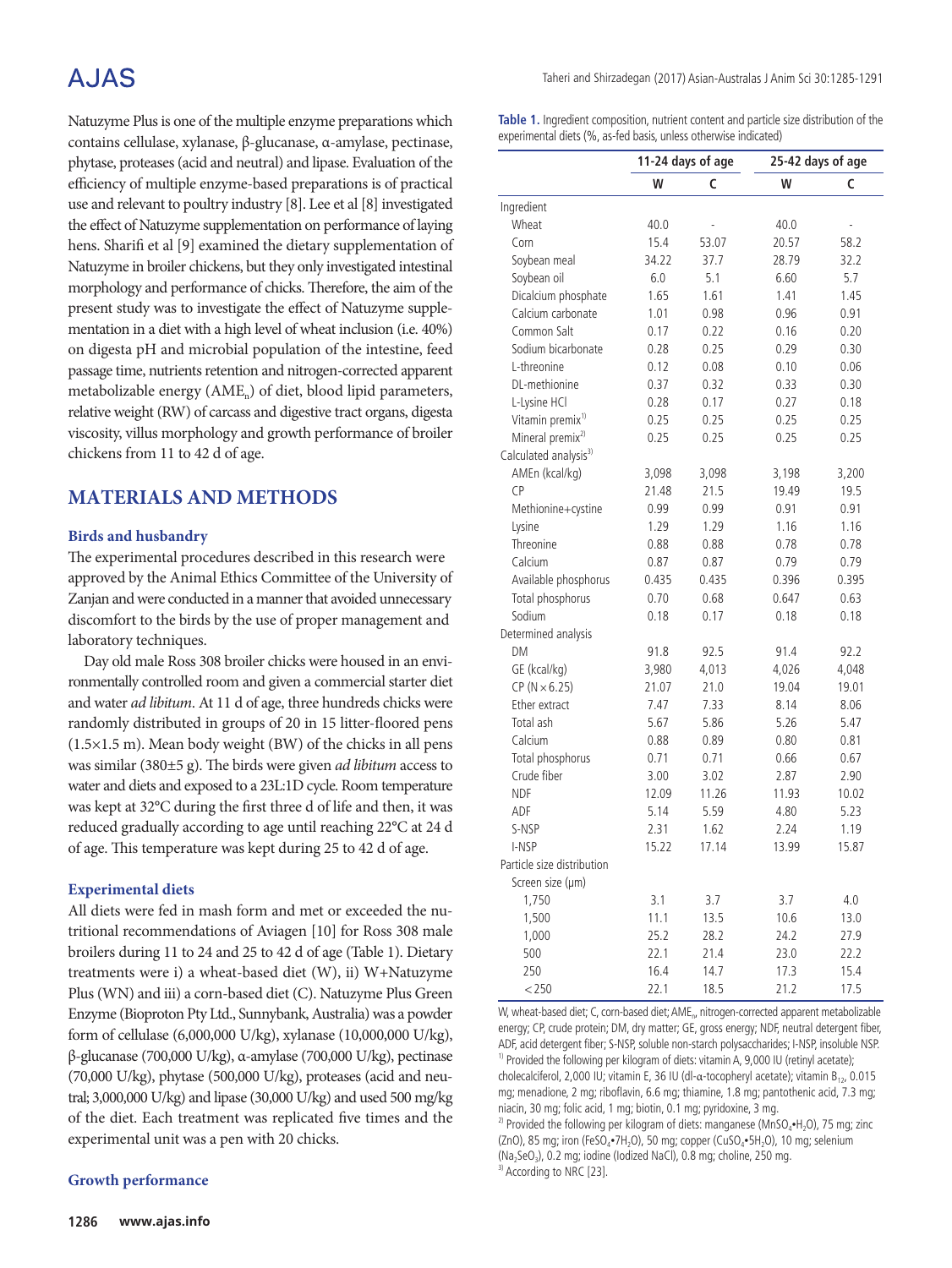Natuzyme Plus is one of the multiple enzyme preparations which contains cellulase, xylanase, β-glucanase, α-amylase, pectinase, phytase, proteases (acid and neutral) and lipase. Evaluation of the efficiency of multiple enzyme-based preparations is of practical use and relevant to poultry industry [8]. Lee et al [8] investigated the effect of Natuzyme supplementation on performance of laying hens. Sharifi et al [9] examined the dietary supplementation of Natuzyme in broiler chickens, but they only investigated intestinal morphology and performance of chicks. Therefore, the aim of the present study was to investigate the effect of Natuzyme supplementation in a diet with a high level of wheat inclusion (i.e. 40%) on digesta pH and microbial population of the intestine, feed passage time, nutrients retention and nitrogen-corrected apparent metabolizable energy ($AME_n$) of diet, blood lipid parameters, relative weight (RW) of carcass and digestive tract organs, digesta viscosity, villus morphology and growth performance of broiler chickens from 11 to 42 d of age.

## MATERIALS AND METHODS

### Birds and husbandry

The experimental procedures described in this research were approved by the Animal Ethics Committee of the University of Zanjan and were conducted in a manner that avoided unnecessary discomfort to the birds by the use of proper management and laboratory techniques.

Day old male Ross 308 broiler chicks were housed in an environmentally controlled room and given a commercial starter diet and water *ad libitum*. At 11 d of age, three hundreds chicks were randomly distributed in groups of 20 in 15 litter-floored pens (1.5×1.5 m). Mean body weight (BW) of the chicks in all pens was similar (380±5 g). The birds were given *ad libitum* access to water and diets and exposed to a 23L:1D cycle. Room temperature was kept at 32°C during the first three d of life and then, it was reduced gradually according to age until reaching 22°C at 24 d of age. This temperature was kept during 25 to 42 d of age.

### Experimental diets

All diets were fed in mash form and met or exceeded the nutritional recommendations of Aviagen [10] for Ross 308 male broilers during 11 to 24 and 25 to 42 d of age (Table 1). Dietary treatments were i) a wheat-based diet (W), ii) W+Natuzyme Plus (WN) and iii) a corn-based diet (C). Natuzyme Plus Green Enzyme (Bioproton Pty Ltd., Sunnybank, Australia) was a powder form of cellulase (6,000,000 U/kg), xylanase (10,000,000 U/kg), β-glucanase (700,000 U/kg), α-amylase (700,000 U/kg), pectinase (70,000 U/kg), phytase (500,000 U/kg), proteases (acid and neutral; 3,000,000 U/kg) and lipase (30,000 U/kg) and used 500 mg/kg of the diet. Each treatment was replicated five times and the experimental unit was a pen with 20 chicks.

**Table 1.** Ingredient composition, nutrient content and particle size distribution of the experimental diets (%, as-fed basis, unless otherwise indicated)

| | 11-24 days of age | | 25-42 days of age | |
|---|---|---|---|---|
| | W | C | W | C |
| Ingredient | | | | |
| Wheat | 40.0 | - | 40.0 | - |
| Corn | 15.4 | 53.07 | 20.57 | 58.2 |
| Soybean meal | 34.22 | 37.7 | 28.79 | 32.2 |
| Soybean oil | 6.0 | 5.1 | 6.60 | 5.7 |
| Dicalcium phosphate | 1.65 | 1.61 | 1.41 | 1.45 |
| Calcium carbonate | 1.01 | 0.98 | 0.96 | 0.91 |
| Common Salt | 0.17 | 0.22 | 0.16 | 0.20 |
| Sodium bicarbonate | 0.28 | 0.25 | 0.29 | 0.30 |
| L-threonine | 0.12 | 0.08 | 0.10 | 0.06 |
| DL-methionine | 0.37 | 0.32 | 0.33 | 0.30 |
| L-Lysine HCl | 0.28 | 0.17 | 0.27 | 0.18 |
| Vitamin premix[1] | 0.25 | 0.25 | 0.25 | 0.25 |
| Mineral premix[2] | 0.25 | 0.25 | 0.25 | 0.25 |
| Calculated analysis[3] | | | | |
| AMEn (kcal/kg) | 3,098 | 3,098 | 3,198 | 3,200 |
| CP | 21.48 | 21.5 | 19.49 | 19.5 |
| Methionine+cystine | 0.99 | 0.99 | 0.91 | 0.91 |
| Lysine | 1.29 | 1.29 | 1.16 | 1.16 |
| Threonine | 0.88 | 0.88 | 0.78 | 0.78 |
| Calcium | 0.87 | 0.87 | 0.79 | 0.79 |
| Available phosphorus | 0.435 | 0.435 | 0.396 | 0.395 |
| Total phosphorus | 0.70 | 0.68 | 0.647 | 0.63 |
| Sodium | 0.18 | 0.17 | 0.18 | 0.18 |
| Determined analysis | | | | |
| DM | 91.8 | 92.5 | 91.4 | 92.2 |
| GE (kcal/kg) | 3,980 | 4,013 | 4,026 | 4,048 |
| CP (N×6.25) | 21.07 | 21.0 | 19.04 | 19.01 |
| Ether extract | 7.47 | 7.33 | 8.14 | 8.06 |
| Total ash | 5.67 | 5.86 | 5.26 | 5.47 |
| Calcium | 0.88 | 0.89 | 0.80 | 0.81 |
| Total phosphorus | 0.71 | 0.71 | 0.66 | 0.67 |
| Crude fiber | 3.00 | 3.02 | 2.87 | 2.90 |
| NDF | 12.09 | 11.26 | 11.93 | 10.02 |
| ADF | 5.14 | 5.59 | 4.80 | 5.23 |
| S-NSP | 2.31 | 1.62 | 2.24 | 1.19 |
| I-NSP | 15.22 | 17.14 | 13.99 | 15.87 |
| Particle size distribution | | | | |
| Screen size (μm) | | | | |
| 1,750 | 3.1 | 3.7 | 3.7 | 4.0 |
| 1,500 | 11.1 | 13.5 | 10.6 | 13.0 |
| 1,000 | 25.2 | 28.2 | 24.2 | 27.9 |
| 500 | 22.1 | 21.4 | 23.0 | 22.2 |
| 250 | 16.4 | 14.7 | 17.3 | 15.4 |
| <250 | 22.1 | 18.5 | 21.2 | 17.5 |

W, wheat-based diet; C, corn-based diet; $AME_n$, nitrogen-corrected apparent metabolizable energy; CP, crude protein; DM, dry matter; GE, gross energy; NDF, neutral detergent fiber, ADF, acid detergent fiber; S-NSP, soluble non-starch polysaccharides; I-NSP, insoluble NSP.
[1] Provided the following per kilogram of diets: vitamin A, 9,000 IU (retinyl acetate); cholecalciferol, 2,000 IU; vitamin E, 36 IU (dl-α-tocopheryl acetate); vitamin $B_{12}$, 0.015 mg; menadione, 2 mg; riboflavin, 6.6 mg; thiamine, 1.8 mg; pantothenic acid, 7.3 mg; niacin, 30 mg; folic acid, 1 mg; biotin, 0.1 mg; pyridoxine, 3 mg.
[2] Provided the following per kilogram of diets: manganese ($MnSO_4 \cdot H_2O$), 75 mg; zinc (ZnO), 85 mg; iron ($FeSO_4 \cdot 7H_2O$), 50 mg; copper ($CuSO_4 \cdot 5H_2O$), 10 mg; selenium ($Na_2SeO_3$), 0.2 mg; iodine (Iodized NaCl), 0.8 mg; choline, 250 mg.
[3] According to NRC [23].

### Growth performance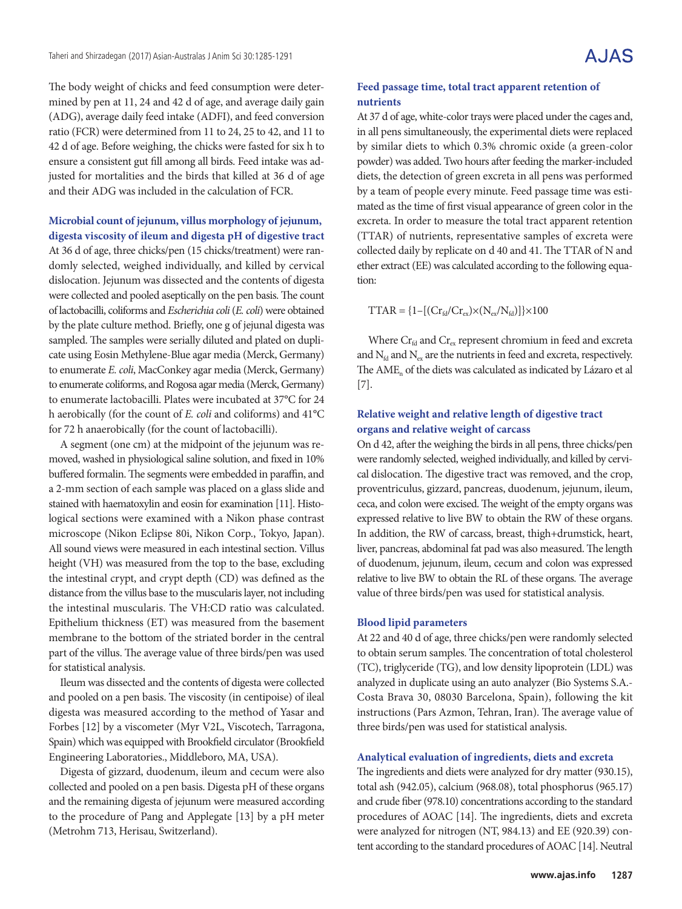The body weight of chicks and feed consumption were determined by pen at 11, 24 and 42 d of age, and average daily gain (ADG), average daily feed intake (ADFI), and feed conversion ratio (FCR) were determined from 11 to 24, 25 to 42, and 11 to 42 d of age. Before weighing, the chicks were fasted for six h to ensure a consistent gut fill among all birds. Feed intake was adjusted for mortalities and the birds that killed at 36 d of age and their ADG was included in the calculation of FCR.

### Microbial count of jejunum, villus morphology of jejunum, digesta viscosity of ileum and digesta pH of digestive tract

At 36 d of age, three chicks/pen (15 chicks/treatment) were randomly selected, weighed individually, and killed by cervical dislocation. Jejunum was dissected and the contents of digesta were collected and pooled aseptically on the pen basis. The count of lactobacilli, coliforms and *Escherichia coli* (*E. coli*) were obtained by the plate culture method. Briefly, one g of jejunal digesta was sampled. The samples were serially diluted and plated on duplicate using Eosin Methylene-Blue agar media (Merck, Germany) to enumerate *E. coli*, MacConkey agar media (Merck, Germany) to enumerate coliforms, and Rogosa agar media (Merck, Germany) to enumerate lactobacilli. Plates were incubated at 37°C for 24 h aerobically (for the count of *E. coli* and coliforms) and 41°C for 72 h anaerobically (for the count of lactobacilli).

A segment (one cm) at the midpoint of the jejunum was removed, washed in physiological saline solution, and fixed in 10% buffered formalin. The segments were embedded in paraffin, and a 2-mm section of each sample was placed on a glass slide and stained with haematoxylin and eosin for examination [11]. Histological sections were examined with a Nikon phase contrast microscope (Nikon Eclipse 80i, Nikon Corp., Tokyo, Japan). All sound views were measured in each intestinal section. Villus height (VH) was measured from the top to the base, excluding the intestinal crypt, and crypt depth (CD) was defined as the distance from the villus base to the muscularis layer, not including the intestinal muscularis. The VH:CD ratio was calculated. Epithelium thickness (ET) was measured from the basement membrane to the bottom of the striated border in the central part of the villus. The average value of three birds/pen was used for statistical analysis.

Ileum was dissected and the contents of digesta were collected and pooled on a pen basis. The viscosity (in centipoise) of ileal digesta was measured according to the method of Yasar and Forbes [12] by a viscometer (Myr V2L, Viscotech, Tarragona, Spain) which was equipped with Brookfield circulator (Brookfield Engineering Laboratories., Middleboro, MA, USA).

Digesta of gizzard, duodenum, ileum and cecum were also collected and pooled on a pen basis. Digesta pH of these organs and the remaining digesta of jejunum were measured according to the procedure of Pang and Applegate [13] by a pH meter (Metrohm 713, Herisau, Switzerland).

### Feed passage time, total tract apparent retention of nutrients

At 37 d of age, white-color trays were placed under the cages and, in all pens simultaneously, the experimental diets were replaced by similar diets to which 0.3% chromic oxide (a green-color powder) was added. Two hours after feeding the marker-included diets, the detection of green excreta in all pens was performed by a team of people every minute. Feed passage time was estimated as the time of first visual appearance of green color in the excreta. In order to measure the total tract apparent retention (TTAR) of nutrients, representative samples of excreta were collected daily by replicate on d 40 and 41. The TTAR of N and ether extract (EE) was calculated according to the following equation:

$$TTAR = \{1-[(Cr_{fd}/Cr_{ex})\times(N_{ex}/N_{fd})]\}\times100$$

Where $Cr_{fd}$ and $Cr_{ex}$ represent chromium in feed and excreta and $N_{fd}$ and $N_{ex}$ are the nutrients in feed and excreta, respectively. The $AME_n$ of the diets was calculated as indicated by Lázaro et al [7].

### Relative weight and relative length of digestive tract organs and relative weight of carcass

On d 42, after the weighing the birds in all pens, three chicks/pen were randomly selected, weighed individually, and killed by cervical dislocation. The digestive tract was removed, and the crop, proventriculus, gizzard, pancreas, duodenum, jejunum, ileum, ceca, and colon were excised. The weight of the empty organs was expressed relative to live BW to obtain the RW of these organs. In addition, the RW of carcass, breast, thigh+drumstick, heart, liver, pancreas, abdominal fat pad was also measured. The length of duodenum, jejunum, ileum, cecum and colon was expressed relative to live BW to obtain the RL of these organs. The average value of three birds/pen was used for statistical analysis.

### Blood lipid parameters

At 22 and 40 d of age, three chicks/pen were randomly selected to obtain serum samples. The concentration of total cholesterol (TC), triglyceride (TG), and low density lipoprotein (LDL) was analyzed in duplicate using an auto analyzer (Bio Systems S.A.-Costa Brava 30, 08030 Barcelona, Spain), following the kit instructions (Pars Azmon, Tehran, Iran). The average value of three birds/pen was used for statistical analysis.

### Analytical evaluation of ingredients, diets and excreta

The ingredients and diets were analyzed for dry matter (930.15), total ash (942.05), calcium (968.08), total phosphorus (965.17) and crude fiber (978.10) concentrations according to the standard procedures of AOAC [14]. The ingredients, diets and excreta were analyzed for nitrogen (NT, 984.13) and EE (920.39) content according to the standard procedures of AOAC [14]. Neutral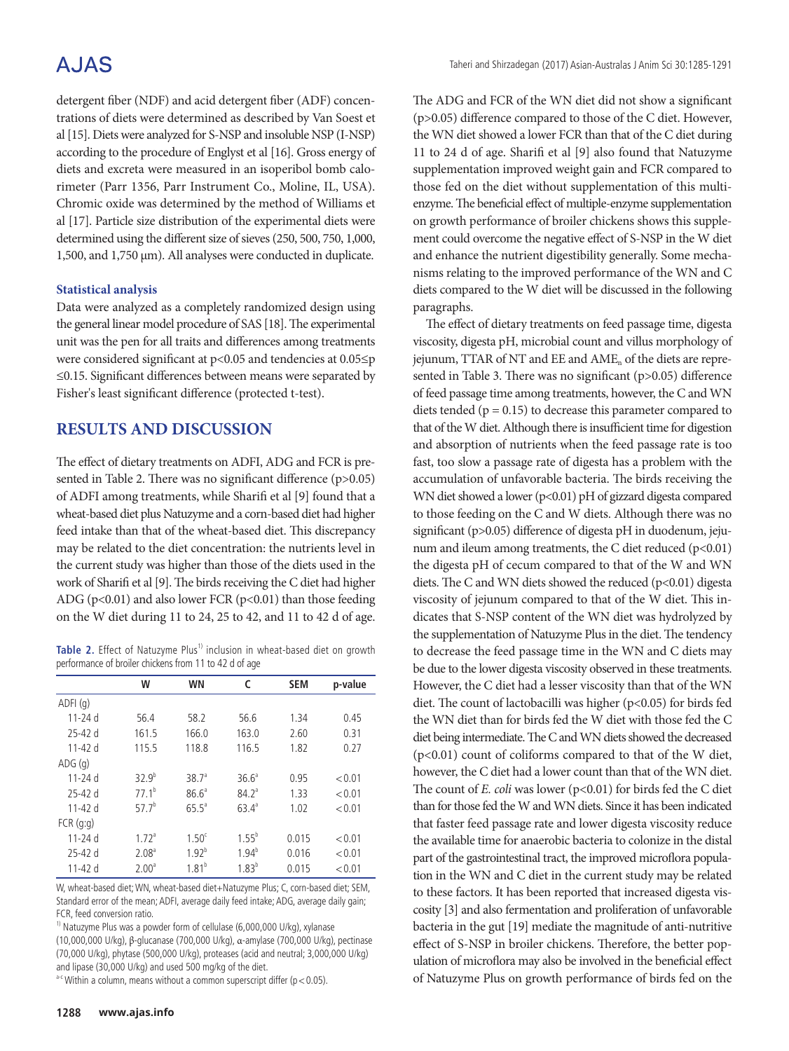detergent fiber (NDF) and acid detergent fiber (ADF) concentrations of diets were determined as described by Van Soest et al [15]. Diets were analyzed for S-NSP and insoluble NSP (I-NSP) according to the procedure of Englyst et al [16]. Gross energy of diets and excreta were measured in an isoperibol bomb calorimeter (Parr 1356, Parr Instrument Co., Moline, IL, USA). Chromic oxide was determined by the method of Williams et al [17]. Particle size distribution of the experimental diets were determined using the different size of sieves (250, 500, 750, 1,000, 1,500, and 1,750 μm). All analyses were conducted in duplicate.

### Statistical analysis

Data were analyzed as a completely randomized design using the general linear model procedure of SAS [18]. The experimental unit was the pen for all traits and differences among treatments were considered significant at $p<0.05$ and tendencies at $0.05 \leq p \leq 0.15$. Significant differences between means were separated by Fisher's least significant difference (protected t-test).

## RESULTS AND DISCUSSION

The effect of dietary treatments on ADFI, ADG and FCR is presented in Table 2. There was no significant difference ($p>0.05$) of ADFI among treatments, while Sharifi et al [9] found that a wheat-based diet plus Natuzyme and a corn-based diet had higher feed intake than that of the wheat-based diet. This discrepancy may be related to the diet concentration: the nutrients level in the current study was higher than those of the diets used in the work of Sharifi et al [9]. The birds receiving the C diet had higher ADG ($p<0.01$) and also lower FCR ($p<0.01$) than those feeding on the W diet during 11 to 24, 25 to 42, and 11 to 42 d of age.

**Table 2.** Effect of Natuzyme Plus[1)] inclusion in wheat-based diet on growth performance of broiler chickens from 11 to 42 d of age

| | W | WN | C | SEM | p-value |
|---|---|---|---|---|---|
| ADFI (g) | | | | | |
| 11-24 d | 56.4 | 58.2 | 56.6 | 1.34 | 0.45 |
| 25-42 d | 161.5 | 166.0 | 163.0 | 2.60 | 0.31 |
| 11-42 d | 115.5 | 118.8 | 116.5 | 1.82 | 0.27 |
| ADG (g) | | | | | |
| 11-24 d | 32.9[b] | 38.7[a] | 36.6[a] | 0.95 | <0.01 |
| 25-42 d | 77.1[b] | 86.6[a] | 84.2[a] | 1.33 | <0.01 |
| 11-42 d | 57.7[b] | 65.5[a] | 63.4[a] | 1.02 | <0.01 |
| FCR (g:g) | | | | | |
| 11-24 d | 1.72[a] | 1.50[c] | 1.55[b] | 0.015 | <0.01 |
| 25-42 d | 2.08[a] | 1.92[b] | 1.94[b] | 0.016 | <0.01 |
| 11-42 d | 2.00[a] | 1.81[b] | 1.83[b] | 0.015 | <0.01 |

W, wheat-based diet; WN, wheat-based diet+Natuzyme Plus; C, corn-based diet; SEM, Standard error of the mean; ADFI, average daily feed intake; ADG, average daily gain; FCR, feed conversion ratio.

[1)] Natuzyme Plus was a powder form of cellulase (6,000,000 U/kg), xylanase (10,000,000 U/kg), β-glucanase (700,000 U/kg), α-amylase (700,000 U/kg), pectinase (70,000 U/kg), phytase (500,000 U/kg), proteases (acid and neutral; 3,000,000 U/kg) and lipase (30,000 U/kg) and used 500 mg/kg of the diet.

[a-c] Within a column, means without a common superscript differ ($p<0.05$).

The ADG and FCR of the WN diet did not show a significant ($p>0.05$) difference compared to those of the C diet. However, the WN diet showed a lower FCR than that of the C diet during 11 to 24 d of age. Sharifi et al [9] also found that Natuzyme supplementation improved weight gain and FCR compared to those fed on the diet without supplementation of this multi-enzyme. The beneficial effect of multiple-enzyme supplementation on growth performance of broiler chickens shows this supplement could overcome the negative effect of S-NSP in the W diet and enhance the nutrient digestibility generally. Some mechanisms relating to the improved performance of the WN and C diets compared to the W diet will be discussed in the following paragraphs.

The effect of dietary treatments on feed passage time, digesta viscosity, digesta pH, microbial count and villus morphology of jejunum, TTAR of NT and EE and $AME_n$ of the diets are represented in Table 3. There was no significant ($p>0.05$) difference of feed passage time among treatments, however, the C and WN diets tended ($p = 0.15$) to decrease this parameter compared to that of the W diet. Although there is insufficient time for digestion and absorption of nutrients when the feed passage rate is too fast, too slow a passage rate of digesta has a problem with the accumulation of unfavorable bacteria. The birds receiving the WN diet showed a lower ($p<0.01$) pH of gizzard digesta compared to those feeding on the C and W diets. Although there was no significant ($p>0.05$) difference of digesta pH in duodenum, jejunum and ileum among treatments, the C diet reduced ($p<0.01$) the digesta pH of cecum compared to that of the W and WN diets. The C and WN diets showed the reduced ($p<0.01$) digesta viscosity of jejunum compared to that of the W diet. This indicates that S-NSP content of the WN diet was hydrolyzed by the supplementation of Natuzyme Plus in the diet. The tendency to decrease the feed passage time in the WN and C diets may be due to the lower digesta viscosity observed in these treatments. However, the C diet had a lesser viscosity than that of the WN diet. The count of lactobacilli was higher ($p<0.05$) for birds fed the WN diet than for birds fed the W diet with those fed the C diet being intermediate. The C and WN diets showed the decreased ($p<0.01$) count of coliforms compared to that of the W diet, however, the C diet had a lower count than that of the WN diet. The count of *E. coli* was lower ($p<0.01$) for birds fed the C diet than for those fed the W and WN diets. Since it has been indicated that faster feed passage rate and lower digesta viscosity reduce the available time for anaerobic bacteria to colonize in the distal part of the gastrointestinal tract, the improved microflora population in the WN and C diet in the current study may be related to these factors. It has been reported that increased digesta viscosity [3] and also fermentation and proliferation of unfavorable bacteria in the gut [19] mediate the magnitude of anti-nutritive effect of S-NSP in broiler chickens. Therefore, the better population of microflora may also be involved in the beneficial effect of Natuzyme Plus on growth performance of birds fed on the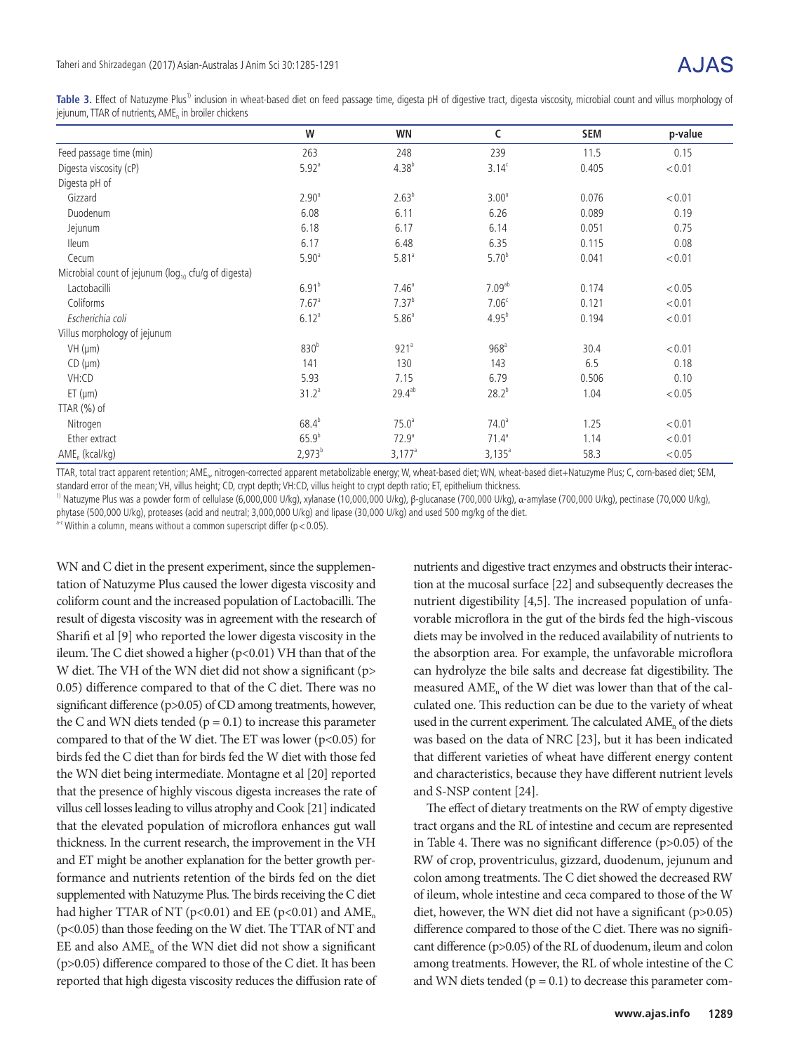**Table 3.** Effect of Natuzyme Plus[1)] inclusion in wheat-based diet on feed passage time, digesta pH of digestive tract, digesta viscosity, microbial count and villus morphology of jejunum, TTAR of nutrients, $AME_n$ in broiler chickens

| | W | WN | C | SEM | p-value |
|---|---|---|---|---|---|
| Feed passage time (min) | 263 | 248 | 239 | 11.5 | 0.15 |
| Digesta viscosity (cP) | 5.92[a] | 4.38[b] | 3.14[c] | 0.405 | < 0.01 |
| Digesta pH of | | | | | |
| Gizzard | 2.90[a] | 2.63[b] | 3.00[a] | 0.076 | < 0.01 |
| Duodenum | 6.08 | 6.11 | 6.26 | 0.089 | 0.19 |
| Jejunum | 6.18 | 6.17 | 6.14 | 0.051 | 0.75 |
| Ileum | 6.17 | 6.48 | 6.35 | 0.115 | 0.08 |
| Cecum | 5.90[a] | 5.81[a] | 5.70[b] | 0.041 | < 0.01 |
| Microbial count of jejunum ($\log_{10}$ cfu/g of digesta) | | | | | |
| Lactobacilli | 6.91[b] | 7.46[a] | 7.09[ab] | 0.174 | < 0.05 |
| Coliforms | 7.67[a] | 7.37[b] | 7.06[c] | 0.121 | < 0.01 |
| *Escherichia coli* | 6.12[a] | 5.86[a] | 4.95[b] | 0.194 | < 0.01 |
| Villus morphology of jejunum | | | | | |
| VH (μm) | 830[b] | 921[a] | 968[a] | 30.4 | < 0.01 |
| CD (μm) | 141 | 130 | 143 | 6.5 | 0.18 |
| VH:CD | 5.93 | 7.15 | 6.79 | 0.506 | 0.10 |
| ET (μm) | 31.2[a] | 29.4[ab] | 28.2[b] | 1.04 | < 0.05 |
| TTAR (%) of | | | | | |
| Nitrogen | 68.4[b] | 75.0[a] | 74.0[a] | 1.25 | < 0.01 |
| Ether extract | 65.9[b] | 72.9[a] | 71.4[a] | 1.14 | < 0.01 |
| $AME_n$ (kcal/kg) | 2,973[b] | 3,177[a] | 3,135[a] | 58.3 | < 0.05 |

TTAR, total tract apparent retention; $AME_n$, nitrogen-corrected apparent metabolizable energy; W, wheat-based diet; WN, wheat-based diet+Natuzyme Plus; C, corn-based diet; SEM, standard error of the mean; VH, villus height; CD, crypt depth; VH:CD, villus height to crypt depth ratio; ET, epithelium thickness.

[1)] Natuzyme Plus was a powder form of cellulase (6,000,000 U/kg), xylanase (10,000,000 U/kg), β-glucanase (700,000 U/kg), α-amylase (700,000 U/kg), pectinase (70,000 U/kg), phytase (500,000 U/kg), proteases (acid and neutral; 3,000,000 U/kg) and lipase (30,000 U/kg) and used 500 mg/kg of the diet.

[a-c] Within a column, means without a common superscript differ ($p < 0.05$).

WN and C diet in the present experiment, since the supplementation of Natuzyme Plus caused the lower digesta viscosity and coliform count and the increased population of Lactobacilli. The result of digesta viscosity was in agreement with the research of Sharifi et al [9] who reported the lower digesta viscosity in the ileum. The C diet showed a higher ($p<0.01$) VH than that of the W diet. The VH of the WN diet did not show a significant ($p>0.05$) difference compared to that of the C diet. There was no significant difference ($p>0.05$) of CD among treatments, however, the C and WN diets tended ($p = 0.1$) to increase this parameter compared to that of the W diet. The ET was lower ($p<0.05$) for birds fed the C diet than for birds fed the W diet with those fed the WN diet being intermediate. Montagne et al [20] reported that the presence of highly viscous digesta increases the rate of villus cell losses leading to villus atrophy and Cook [21] indicated that the elevated population of microflora enhances gut wall thickness. In the current research, the improvement in the VH and ET might be another explanation for the better growth performance and nutrients retention of the birds fed on the diet supplemented with Natuzyme Plus. The birds receiving the C diet had higher TTAR of NT ($p<0.01$) and EE ($p<0.01$) and $AME_n$ ($p<0.05$) than those feeding on the W diet. The TTAR of NT and EE and also $AME_n$ of the WN diet did not show a significant ($p>0.05$) difference compared to those of the C diet. It has been reported that high digesta viscosity reduces the diffusion rate of nutrients and digestive tract enzymes and obstructs their interaction at the mucosal surface [22] and subsequently decreases the nutrient digestibility [4,5]. The increased population of unfavorable microflora in the gut of the birds fed the high-viscous diets may be involved in the reduced availability of nutrients to the absorption area. For example, the unfavorable microflora can hydrolyze the bile salts and decrease fat digestibility. The measured $AME_n$ of the W diet was lower than that of the calculated one. This reduction can be due to the variety of wheat used in the current experiment. The calculated $AME_n$ of the diets was based on the data of NRC [23], but it has been indicated that different varieties of wheat have different energy content and characteristics, because they have different nutrient levels and S-NSP content [24].

The effect of dietary treatments on the RW of empty digestive tract organs and the RL of intestine and cecum are represented in Table 4. There was no significant difference ($p>0.05$) of the RW of crop, proventriculus, gizzard, duodenum, jejunum and colon among treatments. The C diet showed the decreased RW of ileum, whole intestine and ceca compared to those of the W diet, however, the WN diet did not have a significant ($p>0.05$) difference compared to those of the C diet. There was no significant difference ($p>0.05$) of the RL of duodenum, ileum and colon among treatments. However, the RL of whole intestine of the C and WN diets tended ($p = 0.1$) to decrease this parameter com-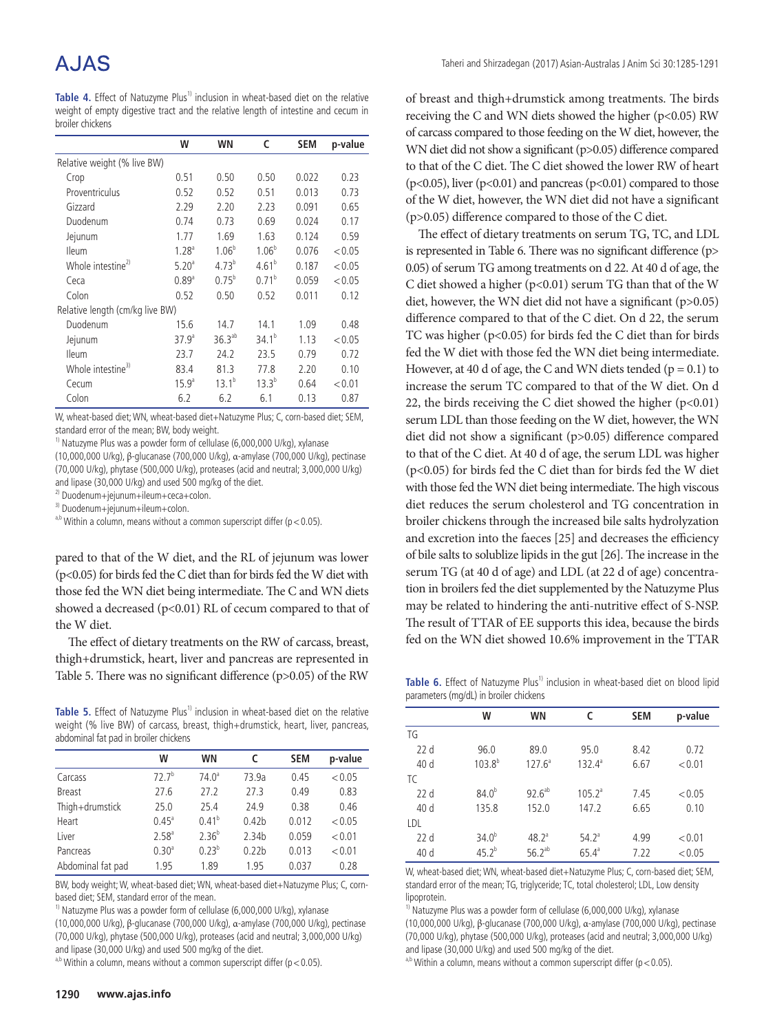**Table 4.** Effect of Natuzyme Plus[1)] inclusion in wheat-based diet on the relative weight of empty digestive tract and the relative length of intestine and cecum in broiler chickens

| | W | WN | C | SEM | p-value |
|---|---|---|---|---|---|
| Relative weight (% live BW) | | | | | |
| Crop | 0.51 | 0.50 | 0.50 | 0.022 | 0.23 |
| Proventriculus | 0.52 | 0.52 | 0.51 | 0.013 | 0.73 |
| Gizzard | 2.29 | 2.20 | 2.23 | 0.091 | 0.65 |
| Duodenum | 0.74 | 0.73 | 0.69 | 0.024 | 0.17 |
| Jejunum | 1.77 | 1.69 | 1.63 | 0.124 | 0.59 |
| Ileum | 1.28[a] | 1.06[b] | 1.06[b] | 0.076 | <0.05 |
| Whole intestine[2)] | 5.20[a] | 4.73[b] | 4.61[b] | 0.187 | <0.05 |
| Ceca | 0.89[a] | 0.75[b] | 0.71[b] | 0.059 | <0.05 |
| Colon | 0.52 | 0.50 | 0.52 | 0.011 | 0.12 |
| Relative length (cm/kg live BW) | | | | | |
| Duodenum | 15.6 | 14.7 | 14.1 | 1.09 | 0.48 |
| Jejunum | 37.9[a] | 36.3[ab] | 34.1[b] | 1.13 | <0.05 |
| Ileum | 23.7 | 24.2 | 23.5 | 0.79 | 0.72 |
| Whole intestine[3)] | 83.4 | 81.3 | 77.8 | 2.20 | 0.10 |
| Cecum | 15.9[a] | 13.1[b] | 13.3[b] | 0.64 | <0.01 |
| Colon | 6.2 | 6.2 | 6.1 | 0.13 | 0.87 |

W, wheat-based diet; WN, wheat-based diet+Natuzyme Plus; C, corn-based diet; SEM, standard error of the mean; BW, body weight.

[1)] Natuzyme Plus was a powder form of cellulase (6,000,000 U/kg), xylanase (10,000,000 U/kg), β-glucanase (700,000 U/kg), α-amylase (700,000 U/kg), pectinase (70,000 U/kg), phytase (500,000 U/kg), proteases (acid and neutral; 3,000,000 U/kg) and lipase (30,000 U/kg) and used 500 mg/kg of the diet.

[2)] Duodenum+jejunum+ileum+ceca+colon.

[3)] Duodenum+jejunum+ileum+colon.

[a,b] Within a column, means without a common superscript differ ($p<0.05$).

pared to that of the W diet, and the RL of jejunum was lower (p<0.05) for birds fed the C diet than for birds fed the W diet with those fed the WN diet being intermediate. The C and WN diets showed a decreased (p<0.01) RL of cecum compared to that of the W diet.

The effect of dietary treatments on the RW of carcass, breast, thigh+drumstick, heart, liver and pancreas are represented in Table 5. There was no significant difference (p>0.05) of the RW of breast and thigh+drumstick among treatments. The birds receiving the C and WN diets showed the higher (p<0.05) RW of carcass compared to those feeding on the W diet, however, the WN diet did not show a significant (p>0.05) difference compared to that of the C diet. The C diet showed the lower RW of heart (p<0.05), liver (p<0.01) and pancreas (p<0.01) compared to those of the W diet, however, the WN diet did not have a significant (p>0.05) difference compared to those of the C diet.

**Table 5.** Effect of Natuzyme Plus[1)] inclusion in wheat-based diet on the relative weight (% live BW) of carcass, breast, thigh+drumstick, heart, liver, pancreas, abdominal fat pad in broiler chickens

| | W | WN | C | SEM | p-value |
|---|---|---|---|---|---|
| Carcass | 72.7[b] | 74.0[a] | 73.9a | 0.45 | <0.05 |
| Breast | 27.6 | 27.2 | 27.3 | 0.49 | 0.83 |
| Thigh+drumstick | 25.0 | 25.4 | 24.9 | 0.38 | 0.46 |
| Heart | 0.45[a] | 0.41[b] | 0.42b | 0.012 | <0.05 |
| Liver | 2.58[a] | 2.36[b] | 2.34b | 0.059 | <0.01 |
| Pancreas | 0.30[a] | 0.23[b] | 0.22b | 0.013 | <0.01 |
| Abdominal fat pad | 1.95 | 1.89 | 1.95 | 0.037 | 0.28 |

BW, body weight; W, wheat-based diet; WN, wheat-based diet+Natuzyme Plus; C, corn-based diet; SEM, standard error of the mean.

[1)] Natuzyme Plus was a powder form of cellulase (6,000,000 U/kg), xylanase (10,000,000 U/kg), β-glucanase (700,000 U/kg), α-amylase (700,000 U/kg), pectinase (70,000 U/kg), phytase (500,000 U/kg), proteases (acid and neutral; 3,000,000 U/kg) and lipase (30,000 U/kg) and used 500 mg/kg of the diet.

[a,b] Within a column, means without a common superscript differ ($p<0.05$).

The effect of dietary treatments on serum TG, TC, and LDL is represented in Table 6. There was no significant difference (p>0.05) of serum TG among treatments on d 22. At 40 d of age, the C diet showed a higher (p<0.01) serum TG than that of the W diet, however, the WN diet did not have a significant (p>0.05) difference compared to that of the C diet. On d 22, the serum TC was higher (p<0.05) for birds fed the C diet than for birds fed the W diet with those fed the WN diet being intermediate. However, at 40 d of age, the C and WN diets tended (p = 0.1) to increase the serum TC compared to that of the W diet. On d 22, the birds receiving the C diet showed the higher (p<0.01) serum LDL than those feeding on the W diet, however, the WN diet did not show a significant (p>0.05) difference compared to that of the C diet. At 40 d of age, the serum LDL was higher (p<0.05) for birds fed the C diet than for birds fed the W diet with those fed the WN diet being intermediate. The high viscous diet reduces the serum cholesterol and TG concentration in broiler chickens through the increased bile salts hydrolyzation and excretion into the faeces [25] and decreases the efficiency of bile salts to solublize lipids in the gut [26]. The increase in the serum TG (at 40 d of age) and LDL (at 22 d of age) concentration in broilers fed the diet supplemented by the Natuzyme Plus may be related to hindering the anti-nutritive effect of S-NSP. The result of TTAR of EE supports this idea, because the birds fed on the WN diet showed 10.6% improvement in the TTAR

**Table 6.** Effect of Natuzyme Plus[1)] inclusion in wheat-based diet on blood lipid parameters (mg/dL) in broiler chickens

| | W | WN | C | SEM | p-value |
|---|---|---|---|---|---|
| TG | | | | | |
| 22 d | 96.0 | 89.0 | 95.0 | 8.42 | 0.72 |
| 40 d | 103.8[b] | 127.6[a] | 132.4[a] | 6.67 | <0.01 |
| TC | | | | | |
| 22 d | 84.0[b] | 92.6[ab] | 105.2[a] | 7.45 | <0.05 |
| 40 d | 135.8 | 152.0 | 147.2 | 6.65 | 0.10 |
| LDL | | | | | |
| 22 d | 34.0[b] | 48.2[a] | 54.2[a] | 4.99 | <0.01 |
| 40 d | 45.2[b] | 56.2[ab] | 65.4[a] | 7.22 | <0.05 |

W, wheat-based diet; WN, wheat-based diet+Natuzyme Plus; C, corn-based diet; SEM, standard error of the mean; TG, triglyceride; TC, total cholesterol; LDL, Low density lipoprotein.

[1)] Natuzyme Plus was a powder form of cellulase (6,000,000 U/kg), xylanase (10,000,000 U/kg), β-glucanase (700,000 U/kg), α-amylase (700,000 U/kg), pectinase (70,000 U/kg), phytase (500,000 U/kg), proteases (acid and neutral; 3,000,000 U/kg) and lipase (30,000 U/kg) and used 500 mg/kg of the diet.

[a,b] Within a column, means without a common superscript differ ($p<0.05$).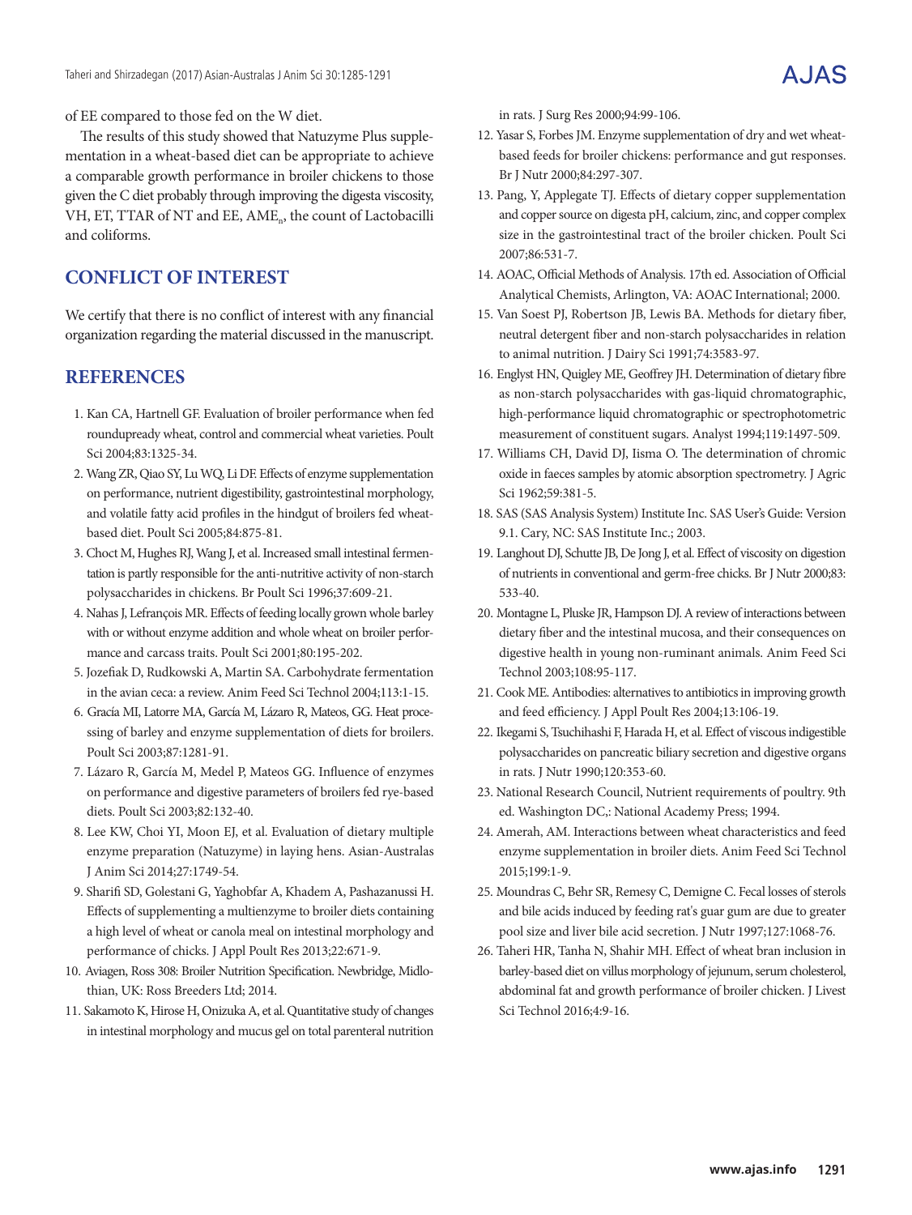of EE compared to those fed on the W diet.

The results of this study showed that Natuzyme Plus supplementation in a wheat-based diet can be appropriate to achieve a comparable growth performance in broiler chickens to those given the C diet probably through improving the digesta viscosity, VH, ET, TTAR of NT and EE, $AME_n$, the count of Lactobacilli and coliforms.

## CONFLICT OF INTEREST

We certify that there is no conflict of interest with any financial organization regarding the material discussed in the manuscript.

## REFERENCES

1. Kan CA, Hartnell GF. Evaluation of broiler performance when fed roundupready wheat, control and commercial wheat varieties. Poult Sci 2004;83:1325-34.
2. Wang ZR, Qiao SY, Lu WQ, Li DF. Effects of enzyme supplementation on performance, nutrient digestibility, gastrointestinal morphology, and volatile fatty acid profiles in the hindgut of broilers fed wheat-based diet. Poult Sci 2005;84:875-81.
3. Choct M, Hughes RJ, Wang J, et al. Increased small intestinal fermentation is partly responsible for the anti-nutritive activity of non-starch polysaccharides in chickens. Br Poult Sci 1996;37:609-21.
4. Nahas J, Lefrançois MR. Effects of feeding locally grown whole barley with or without enzyme addition and whole wheat on broiler performance and carcass traits. Poult Sci 2001;80:195-202.
5. Jozefiak D, Rudkowski A, Martin SA. Carbohydrate fermentation in the avian ceca: a review. Anim Feed Sci Technol 2004;113:1-15.
6. Gracía MI, Latorre MA, García M, Lázaro R, Mateos, GG. Heat processing of barley and enzyme supplementation of diets for broilers. Poult Sci 2003;87:1281-91.
7. Lázaro R, García M, Medel P, Mateos GG. Influence of enzymes on performance and digestive parameters of broilers fed rye-based diets. Poult Sci 2003;82:132-40.
8. Lee KW, Choi YI, Moon EJ, et al. Evaluation of dietary multiple enzyme preparation (Natuzyme) in laying hens. Asian-Australas J Anim Sci 2014;27:1749-54.
9. Sharifi SD, Golestani G, Yaghobfar A, Khadem A, Pashazanussi H. Effects of supplementing a multienzyme to broiler diets containing a high level of wheat or canola meal on intestinal morphology and performance of chicks. J Appl Poult Res 2013;22:671-9.
10. Aviagen, Ross 308: Broiler Nutrition Specification. Newbridge, Midlothian, UK: Ross Breeders Ltd; 2014.
11. Sakamoto K, Hirose H, Onizuka A, et al. Quantitative study of changes in intestinal morphology and mucus gel on total parenteral nutrition in rats. J Surg Res 2000;94:99-106.
12. Yasar S, Forbes JM. Enzyme supplementation of dry and wet wheat-based feeds for broiler chickens: performance and gut responses. Br J Nutr 2000;84:297-307.
13. Pang, Y, Applegate TJ. Effects of dietary copper supplementation and copper source on digesta pH, calcium, zinc, and copper complex size in the gastrointestinal tract of the broiler chicken. Poult Sci 2007;86:531-7.
14. AOAC, Official Methods of Analysis. 17th ed. Association of Official Analytical Chemists, Arlington, VA: AOAC International; 2000.
15. Van Soest PJ, Robertson JB, Lewis BA. Methods for dietary fiber, neutral detergent fiber and non-starch polysaccharides in relation to animal nutrition. J Dairy Sci 1991;74:3583-97.
16. Englyst HN, Quigley ME, Geoffrey JH. Determination of dietary fibre as non-starch polysaccharides with gas-liquid chromatographic, high-performance liquid chromatographic or spectrophotometric measurement of constituent sugars. Analyst 1994;119:1497-509.
17. Williams CH, David DJ, Iisma O. The determination of chromic oxide in faeces samples by atomic absorption spectrometry. J Agric Sci 1962;59:381-5.
18. SAS (SAS Analysis System) Institute Inc. SAS User's Guide: Version 9.1. Cary, NC: SAS Institute Inc.; 2003.
19. Langhout DJ, Schutte JB, De Jong J, et al. Effect of viscosity on digestion of nutrients in conventional and germ-free chicks. Br J Nutr 2000;83:533-40.
20. Montagne L, Pluske JR, Hampson DJ. A review of interactions between dietary fiber and the intestinal mucosa, and their consequences on digestive health in young non-ruminant animals. Anim Feed Sci Technol 2003;108:95-117.
21. Cook ME. Antibodies: alternatives to antibiotics in improving growth and feed efficiency. J Appl Poult Res 2004;13:106-19.
22. Ikegami S, Tsuchihashi F, Harada H, et al. Effect of viscous indigestible polysaccharides on pancreatic biliary secretion and digestive organs in rats. J Nutr 1990;120:353-60.
23. National Research Council, Nutrient requirements of poultry. 9th ed. Washington DC,: National Academy Press; 1994.
24. Amerah, AM. Interactions between wheat characteristics and feed enzyme supplementation in broiler diets. Anim Feed Sci Technol 2015;199:1-9.
25. Moundras C, Behr SR, Remesy C, Demigne C. Fecal losses of sterols and bile acids induced by feeding rat's guar gum are due to greater pool size and liver bile acid secretion. J Nutr 1997;127:1068-76.
26. Taheri HR, Tanha N, Shahir MH. Effect of wheat bran inclusion in barley-based diet on villus morphology of jejunum, serum cholesterol, abdominal fat and growth performance of broiler chicken. J Livest Sci Technol 2016;4:9-16.